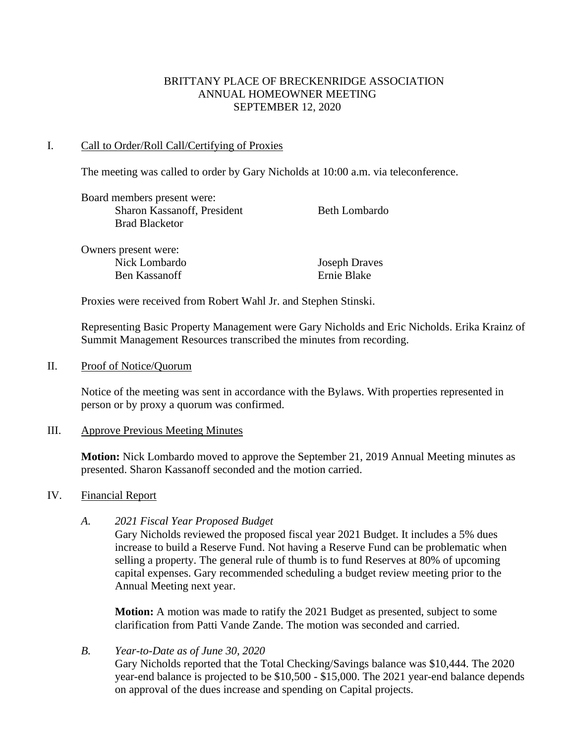BRITTANY PLACE OF BRECKENRIDGE ASSOCIATION
ANNUAL HOMEOWNER MEETING
SEPTEMBER 12, 2020

I. <u>Call to Order/Roll Call/Certifying of Proxies</u>

The meeting was called to order by Gary Nicholds at 10:00 a.m. via teleconference.

Board members present were:
- Sharon Kassanoff, President
- Beth Lombardo
- Brad Blacketor

Owners present were:
- Nick Lombardo
- Joseph Draves
- Ben Kassanoff
- Ernie Blake

Proxies were received from Robert Wahl Jr. and Stephen Stinski.

Representing Basic Property Management were Gary Nicholds and Eric Nicholds. Erika Krainz of Summit Management Resources transcribed the minutes from recording.

II. <u>Proof of Notice/Quorum</u>

Notice of the meeting was sent in accordance with the Bylaws. With properties represented in person or by proxy a quorum was confirmed.

III. <u>Approve Previous Meeting Minutes</u>

**Motion:** Nick Lombardo moved to approve the September 21, 2019 Annual Meeting minutes as presented. Sharon Kassanoff seconded and the motion carried.

IV. <u>Financial Report</u>

*A. 2021 Fiscal Year Proposed Budget*

Gary Nicholds reviewed the proposed fiscal year 2021 Budget. It includes a 5% dues increase to build a Reserve Fund. Not having a Reserve Fund can be problematic when selling a property. The general rule of thumb is to fund Reserves at 80% of upcoming capital expenses. Gary recommended scheduling a budget review meeting prior to the Annual Meeting next year.

**Motion:** A motion was made to ratify the 2021 Budget as presented, subject to some clarification from Patti Vande Zande. The motion was seconded and carried.

*B. Year-to-Date as of June 30, 2020*

Gary Nicholds reported that the Total Checking/Savings balance was $10,444. The 2020 year-end balance is projected to be $10,500 - $15,000. The 2021 year-end balance depends on approval of the dues increase and spending on Capital projects.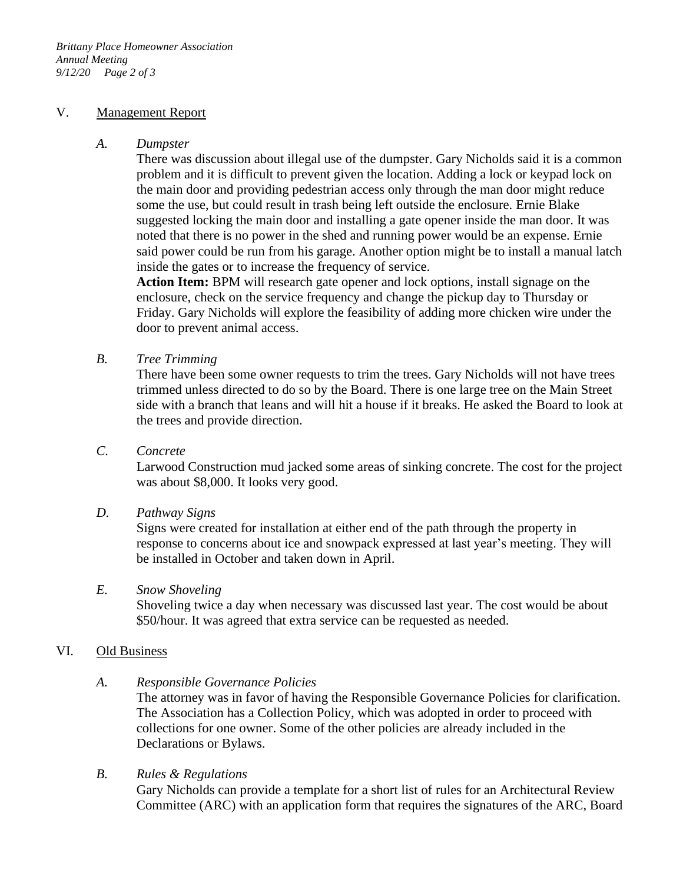## V. Management Report

### *A. Dumpster*

There was discussion about illegal use of the dumpster. Gary Nicholds said it is a common problem and it is difficult to prevent given the location. Adding a lock or keypad lock on the main door and providing pedestrian access only through the man door might reduce some the use, but could result in trash being left outside the enclosure. Ernie Blake suggested locking the main door and installing a gate opener inside the man door. It was noted that there is no power in the shed and running power would be an expense. Ernie said power could be run from his garage. Another option might be to install a manual latch inside the gates or to increase the frequency of service.

**Action Item:** BPM will research gate opener and lock options, install signage on the enclosure, check on the service frequency and change the pickup day to Thursday or Friday. Gary Nicholds will explore the feasibility of adding more chicken wire under the door to prevent animal access.

### *B. Tree Trimming*

There have been some owner requests to trim the trees. Gary Nicholds will not have trees trimmed unless directed to do so by the Board. There is one large tree on the Main Street side with a branch that leans and will hit a house if it breaks. He asked the Board to look at the trees and provide direction.

### *C. Concrete*

Larwood Construction mud jacked some areas of sinking concrete. The cost for the project was about $8,000. It looks very good.

### *D. Pathway Signs*

Signs were created for installation at either end of the path through the property in response to concerns about ice and snowpack expressed at last year's meeting. They will be installed in October and taken down in April.

### *E. Snow Shoveling*

Shoveling twice a day when necessary was discussed last year. The cost would be about $50/hour. It was agreed that extra service can be requested as needed.

## VI. Old Business

### *A. Responsible Governance Policies*

The attorney was in favor of having the Responsible Governance Policies for clarification. The Association has a Collection Policy, which was adopted in order to proceed with collections for one owner. Some of the other policies are already included in the Declarations or Bylaws.

### *B. Rules & Regulations*

Gary Nicholds can provide a template for a short list of rules for an Architectural Review Committee (ARC) with an application form that requires the signatures of the ARC, Board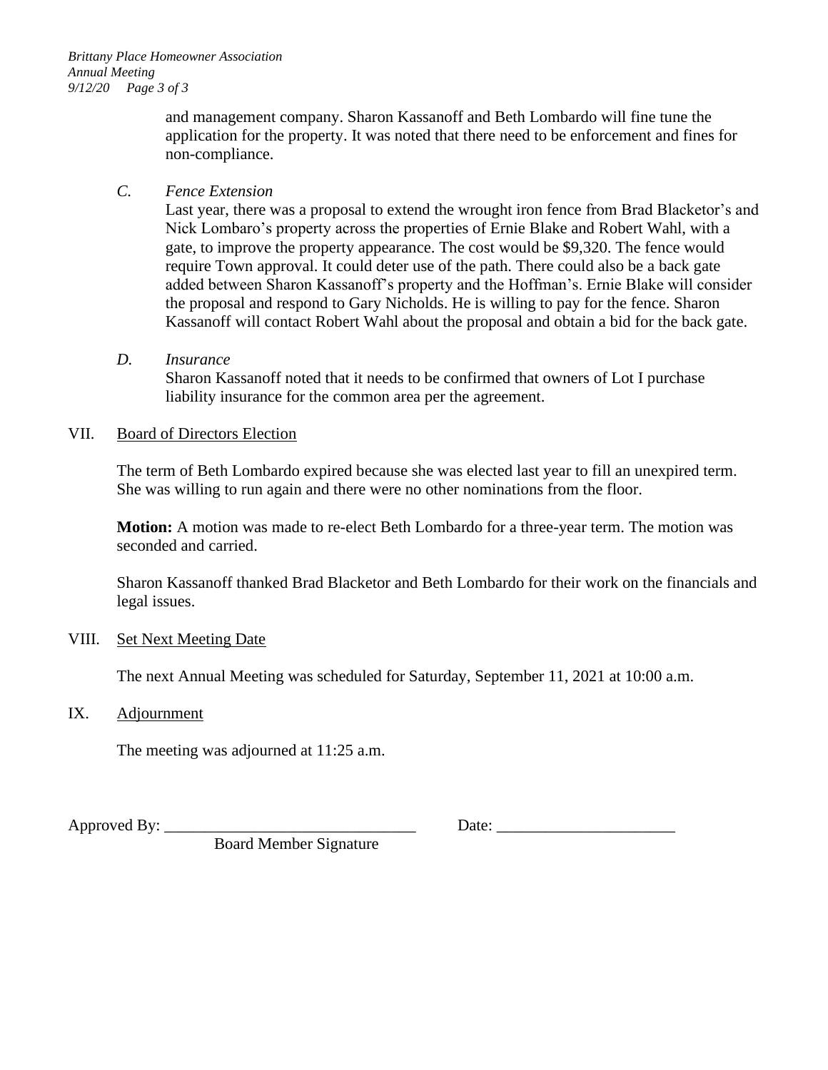and management company. Sharon Kassanoff and Beth Lombardo will fine tune the application for the property. It was noted that there need to be enforcement and fines for non-compliance.

*C. Fence Extension*

Last year, there was a proposal to extend the wrought iron fence from Brad Blacketor's and Nick Lombaro's property across the properties of Ernie Blake and Robert Wahl, with a gate, to improve the property appearance. The cost would be $9,320. The fence would require Town approval. It could deter use of the path. There could also be a back gate added between Sharon Kassanoff's property and the Hoffman's. Ernie Blake will consider the proposal and respond to Gary Nicholds. He is willing to pay for the fence. Sharon Kassanoff will contact Robert Wahl about the proposal and obtain a bid for the back gate.

*D. Insurance*

Sharon Kassanoff noted that it needs to be confirmed that owners of Lot I purchase liability insurance for the common area per the agreement.

## VII. Board of Directors Election

The term of Beth Lombardo expired because she was elected last year to fill an unexpired term. She was willing to run again and there were no other nominations from the floor.

**Motion:** A motion was made to re-elect Beth Lombardo for a three-year term. The motion was seconded and carried.

Sharon Kassanoff thanked Brad Blacketor and Beth Lombardo for their work on the financials and legal issues.

## VIII. Set Next Meeting Date

The next Annual Meeting was scheduled for Saturday, September 11, 2021 at 10:00 a.m.

## IX. Adjournment

The meeting was adjourned at 11:25 a.m.

Approved By: _______________________________ Date: _____________________

Board Member Signature